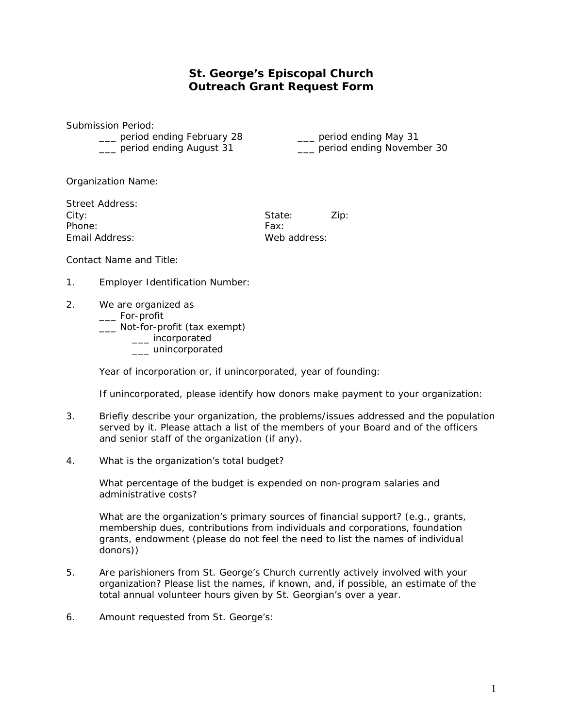# St. George's Episcopal Church
# Outreach Grant Request Form

Submission Period:

___ period ending February 28
___ period ending May 31
___ period ending August 31
___ period ending November 30

Organization Name:

Street Address:
City: State: Zip:
Phone: Fax:
Email Address: Web address:

Contact Name and Title:

1. Employer Identification Number:

2. We are organized as
   ___ For-profit
   ___ Not-for-profit (tax exempt)
      ___ incorporated
      ___ unincorporated

   Year of incorporation or, if unincorporated, year of founding:

   If unincorporated, please identify how donors make payment to your organization:

3. Briefly describe your organization, the problems/issues addressed and the population served by it. Please attach a list of the members of your Board and of the officers and senior staff of the organization (if any).

4. What is the organization's total budget?

   What percentage of the budget is expended on non-program salaries and administrative costs?

   What are the organization's primary sources of financial support? (e.g., grants, membership dues, contributions from individuals and corporations, foundation grants, endowment (please do not feel the need to list the names of individual donors))

5. Are parishioners from St. George's Church currently actively involved with your organization? Please list the names, if known, and, if possible, an estimate of the total annual volunteer hours given by St. Georgian's over a year.

6. Amount requested from St. George's: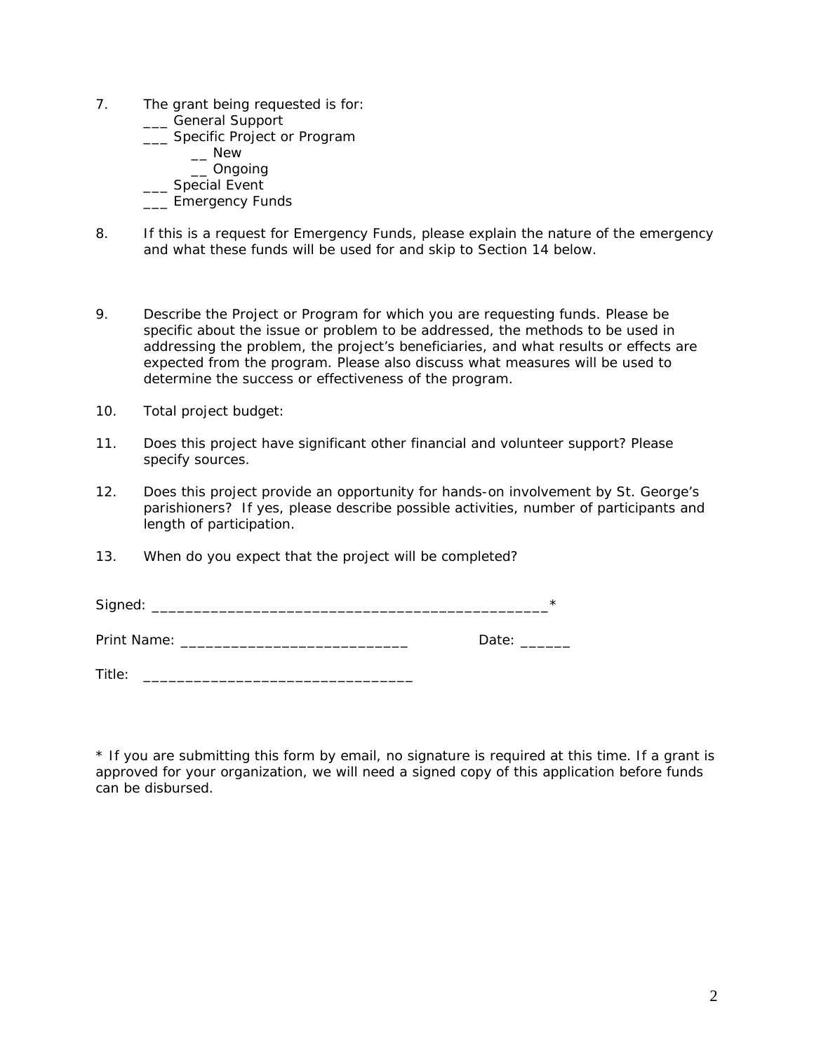7. The grant being requested is for:
   ___ General Support
   ___ Specific Project or Program
      __ New
      __ Ongoing
   ___ Special Event
   ___ Emergency Funds

8. If this is a request for Emergency Funds, please explain the nature of the emergency and what these funds will be used for and skip to Section 14 below.

9. Describe the Project or Program for which you are requesting funds. Please be specific about the issue or problem to be addressed, the methods to be used in addressing the problem, the project's beneficiaries, and what results or effects are expected from the program. Please also discuss what measures will be used to determine the success or effectiveness of the program.

10. Total project budget:

11. Does this project have significant other financial and volunteer support? Please specify sources.

12. Does this project provide an opportunity for hands-on involvement by St. George's parishioners? If yes, please describe possible activities, number of participants and length of participation.

13. When do you expect that the project will be completed?

Signed: _________________________________________________*

Print Name: ___________________________ Date: ______

Title: _________________________________

* If you are submitting this form by email, no signature is required at this time. If a grant is approved for your organization, we will need a signed copy of this application before funds can be disbursed.